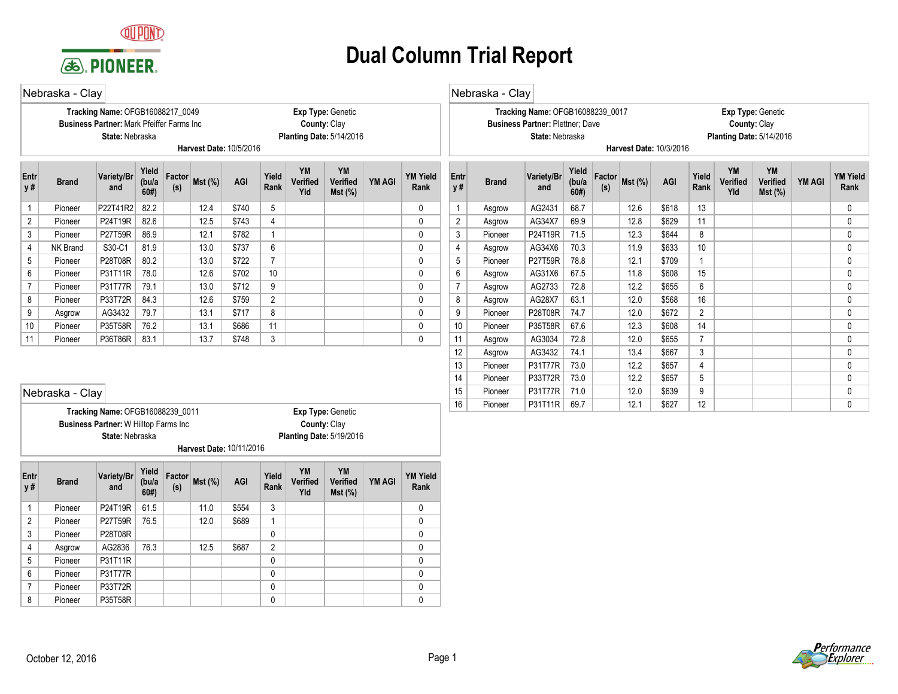# Dual Column Trial Report

## Nebraska - Clay

**Tracking Name:** OFGB16088217_0049
**Exp Type:** Genetic
**Business Partner:** Mark Pfeiffer Farms Inc
**County:** Clay
**State:** Nebraska
**Planting Date:** 5/14/2016
**Harvest Date:** 10/5/2016

| Entry # | Brand | Variety/Brand | Yield (bu/a 60#) | Factor (s) | Mst (%) | AGI | Yield Rank | YM Verified Yld | YM Verified Mst (%) | YM AGI | YM Yield Rank |
|---|---|---|---|---|---|---|---|---|---|---|---|
| 1 | Pioneer | P22T41R2 | 82.2 | | 12.4 | $740 | 5 | | | | 0 |
| 2 | Pioneer | P24T19R | 82.6 | | 12.5 | $743 | 4 | | | | 0 |
| 3 | Pioneer | P27T59R | 86.9 | | 12.1 | $782 | 1 | | | | 0 |
| 4 | NK Brand | S30-C1 | 81.9 | | 13.0 | $737 | 6 | | | | 0 |
| 5 | Pioneer | P28T08R | 80.2 | | 13.0 | $722 | 7 | | | | 0 |
| 6 | Pioneer | P31T11R | 78.0 | | 12.6 | $702 | 10 | | | | 0 |
| 7 | Pioneer | P31T77R | 79.1 | | 13.0 | $712 | 9 | | | | 0 |
| 8 | Pioneer | P33T72R | 84.3 | | 12.6 | $759 | 2 | | | | 0 |
| 9 | Asgrow | AG3432 | 79.7 | | 13.1 | $717 | 8 | | | | 0 |
| 10 | Pioneer | P35T58R | 76.2 | | 13.1 | $686 | 11 | | | | 0 |
| 11 | Pioneer | P36T86R | 83.1 | | 13.7 | $748 | 3 | | | | 0 |

## Nebraska - Clay

**Tracking Name:** OFGB16088239_0011
**Exp Type:** Genetic
**Business Partner:** W Hilltop Farms Inc
**County:** Clay
**State:** Nebraska
**Planting Date:** 5/19/2016
**Harvest Date:** 10/11/2016

| Entry # | Brand | Variety/Brand | Yield (bu/a 60#) | Factor (s) | Mst (%) | AGI | Yield Rank | YM Verified Yld | YM Verified Mst (%) | YM AGI | YM Yield Rank |
|---|---|---|---|---|---|---|---|---|---|---|---|
| 1 | Pioneer | P24T19R | 61.5 | | 11.0 | $554 | 3 | | | | 0 |
| 2 | Pioneer | P27T59R | 76.5 | | 12.0 | $689 | 1 | | | | 0 |
| 3 | Pioneer | P28T08R | | | | | 0 | | | | 0 |
| 4 | Asgrow | AG2836 | 76.3 | | 12.5 | $687 | 2 | | | | 0 |
| 5 | Pioneer | P31T11R | | | | | 0 | | | | 0 |
| 6 | Pioneer | P31T77R | | | | | 0 | | | | 0 |
| 7 | Pioneer | P33T72R | | | | | 0 | | | | 0 |
| 8 | Pioneer | P35T58R | | | | | 0 | | | | 0 |

## Nebraska - Clay

**Tracking Name:** OFGB16088239_0017
**Exp Type:** Genetic
**Business Partner:** Plettner; Dave
**County:** Clay
**State:** Nebraska
**Planting Date:** 5/14/2016
**Harvest Date:** 10/3/2016

| Entry # | Brand | Variety/Brand | Yield (bu/a 60#) | Factor (s) | Mst (%) | AGI | Yield Rank | YM Verified Yld | YM Verified Mst (%) | YM AGI | YM Yield Rank |
|---|---|---|---|---|---|---|---|---|---|---|---|
| 1 | Asgrow | AG2431 | 68.7 | | 12.6 | $618 | 13 | | | | 0 |
| 2 | Asgrow | AG34X7 | 69.9 | | 12.8 | $629 | 11 | | | | 0 |
| 3 | Pioneer | P24T19R | 71.5 | | 12.3 | $644 | 8 | | | | 0 |
| 4 | Asgrow | AG34X6 | 70.3 | | 11.9 | $633 | 10 | | | | 0 |
| 5 | Pioneer | P27T59R | 78.8 | | 12.1 | $709 | 1 | | | | 0 |
| 6 | Asgrow | AG31X6 | 67.5 | | 11.8 | $608 | 15 | | | | 0 |
| 7 | Asgrow | AG2733 | 72.8 | | 12.2 | $655 | 6 | | | | 0 |
| 8 | Asgrow | AG28X7 | 63.1 | | 12.0 | $568 | 16 | | | | 0 |
| 9 | Pioneer | P28T08R | 74.7 | | 12.0 | $672 | 2 | | | | 0 |
| 10 | Pioneer | P35T58R | 67.6 | | 12.3 | $608 | 14 | | | | 0 |
| 11 | Asgrow | AG3034 | 72.8 | | 12.0 | $655 | 7 | | | | 0 |
| 12 | Asgrow | AG3432 | 74.1 | | 13.4 | $667 | 3 | | | | 0 |
| 13 | Pioneer | P31T77R | 73.0 | | 12.2 | $657 | 4 | | | | 0 |
| 14 | Pioneer | P33T72R | 73.0 | | 12.2 | $657 | 5 | | | | 0 |
| 15 | Pioneer | P31T77R | 71.0 | | 12.0 | $639 | 9 | | | | 0 |
| 16 | Pioneer | P31T11R | 69.7 | | 12.1 | $627 | 12 | | | | 0 |

October 12, 2016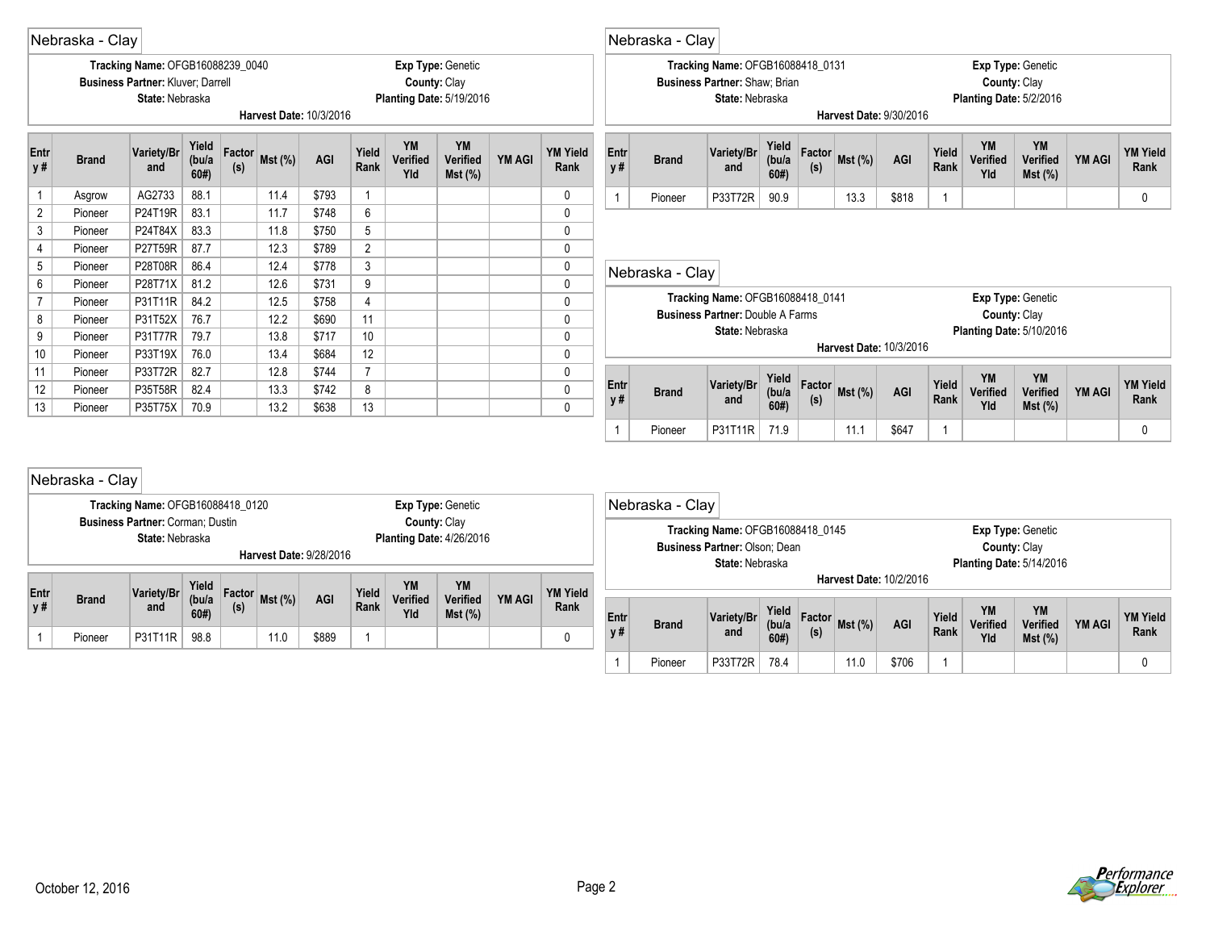## Nebraska - Clay

**Tracking Name:** OFGB16088239_0040 **Exp Type:** Genetic
**Business Partner:** Kluver; Darrell **County:** Clay
**State:** Nebraska **Planting Date:** 5/19/2016
**Harvest Date:** 10/3/2016

| Entry # | Brand | Variety/Brand | Yield (bu/a 60#) | Factor (s) | Mst (%) | AGI | Yield Rank | YM Verified Yld | YM Verified Mst (%) | YM AGI | YM Yield Rank |
|---|---|---|---|---|---|---|---|---|---|---|---|
| 1 | Asgrow | AG2733 | 88.1 | | 11.4 | $793 | 1 | | | | 0 |
| 2 | Pioneer | P24T19R | 83.1 | | 11.7 | $748 | 6 | | | | 0 |
| 3 | Pioneer | P24T84X | 83.3 | | 11.8 | $750 | 5 | | | | 0 |
| 4 | Pioneer | P27T59R | 87.7 | | 12.3 | $789 | 2 | | | | 0 |
| 5 | Pioneer | P28T08R | 86.4 | | 12.4 | $778 | 3 | | | | 0 |
| 6 | Pioneer | P28T71X | 81.2 | | 12.6 | $731 | 9 | | | | 0 |
| 7 | Pioneer | P31T11R | 84.2 | | 12.5 | $758 | 4 | | | | 0 |
| 8 | Pioneer | P31T52X | 76.7 | | 12.2 | $690 | 11 | | | | 0 |
| 9 | Pioneer | P31T77R | 79.7 | | 13.8 | $717 | 10 | | | | 0 |
| 10 | Pioneer | P33T19X | 76.0 | | 13.4 | $684 | 12 | | | | 0 |
| 11 | Pioneer | P33T72R | 82.7 | | 12.8 | $744 | 7 | | | | 0 |
| 12 | Pioneer | P35T58R | 82.4 | | 13.3 | $742 | 8 | | | | 0 |
| 13 | Pioneer | P35T75X | 70.9 | | 13.2 | $638 | 13 | | | | 0 |

## Nebraska - Clay

**Tracking Name:** OFGB16088418_0120 **Exp Type:** Genetic
**Business Partner:** Corman; Dustin **County:** Clay
**State:** Nebraska **Planting Date:** 4/26/2016
**Harvest Date:** 9/28/2016

| Entry # | Brand | Variety/Brand | Yield (bu/a 60#) | Factor (s) | Mst (%) | AGI | Yield Rank | YM Verified Yld | YM Verified Mst (%) | YM AGI | YM Yield Rank |
|---|---|---|---|---|---|---|---|---|---|---|---|
| 1 | Pioneer | P31T11R | 98.8 | | 11.0 | $889 | 1 | | | | 0 |

## Nebraska - Clay

**Tracking Name:** OFGB16088418_0131 **Exp Type:** Genetic
**Business Partner:** Shaw; Brian **County:** Clay
**State:** Nebraska **Planting Date:** 5/2/2016
**Harvest Date:** 9/30/2016

| Entry # | Brand | Variety/Brand | Yield (bu/a 60#) | Factor (s) | Mst (%) | AGI | Yield Rank | YM Verified Yld | YM Verified Mst (%) | YM AGI | YM Yield Rank |
|---|---|---|---|---|---|---|---|---|---|---|---|
| 1 | Pioneer | P33T72R | 90.9 | | 13.3 | $818 | 1 | | | | 0 |

## Nebraska - Clay

**Tracking Name:** OFGB16088418_0141 **Exp Type:** Genetic
**Business Partner:** Double A Farms **County:** Clay
**State:** Nebraska **Planting Date:** 5/10/2016
**Harvest Date:** 10/3/2016

| Entry # | Brand | Variety/Brand | Yield (bu/a 60#) | Factor (s) | Mst (%) | AGI | Yield Rank | YM Verified Yld | YM Verified Mst (%) | YM AGI | YM Yield Rank |
|---|---|---|---|---|---|---|---|---|---|---|---|
| 1 | Pioneer | P31T11R | 71.9 | | 11.1 | $647 | 1 | | | | 0 |

## Nebraska - Clay

**Tracking Name:** OFGB16088418_0145 **Exp Type:** Genetic
**Business Partner:** Olson; Dean **County:** Clay
**State:** Nebraska **Planting Date:** 5/14/2016
**Harvest Date:** 10/2/2016

| Entry # | Brand | Variety/Brand | Yield (bu/a 60#) | Factor (s) | Mst (%) | AGI | Yield Rank | YM Verified Yld | YM Verified Mst (%) | YM AGI | YM Yield Rank |
|---|---|---|---|---|---|---|---|---|---|---|---|
| 1 | Pioneer | P33T72R | 78.4 | | 11.0 | $706 | 1 | | | | 0 |

October 12, 2016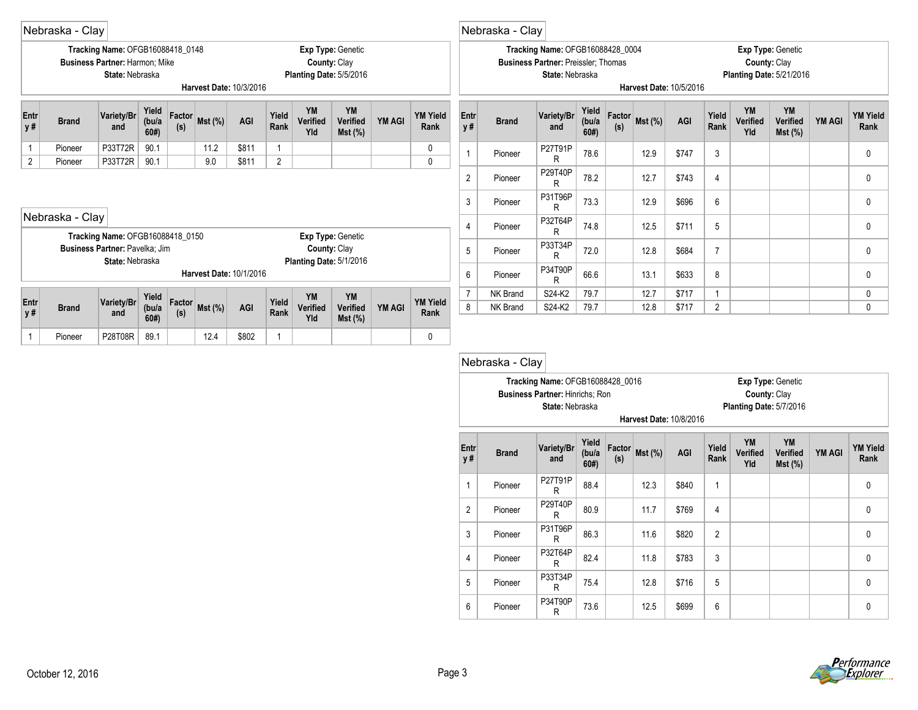## Nebraska - Clay

**Tracking Name:** OFGB16088418_0148
**Business Partner:** Harmon; Mike
**State:** Nebraska
**Exp Type:** Genetic
**County:** Clay
**Planting Date:** 5/5/2016
**Harvest Date:** 10/3/2016

| Entry # | Brand | Variety/Brand | Yield (bu/a 60#) | Factor (s) | Mst (%) | AGI | Yield Rank | YM Verified Yld | YM Verified Mst (%) | YM AGI | YM Yield Rank |
|---|---|---|---|---|---|---|---|---|---|---|---|
| 1 | Pioneer | P33T72R | 90.1 | | 11.2 | $811 | 1 | | | | 0 |
| 2 | Pioneer | P33T72R | 90.1 | | 9.0 | $811 | 2 | | | | 0 |

## Nebraska - Clay

**Tracking Name:** OFGB16088418_0150
**Business Partner:** Pavelka; Jim
**State:** Nebraska
**Exp Type:** Genetic
**County:** Clay
**Planting Date:** 5/1/2016
**Harvest Date:** 10/1/2016

| Entry # | Brand | Variety/Brand | Yield (bu/a 60#) | Factor (s) | Mst (%) | AGI | Yield Rank | YM Verified Yld | YM Verified Mst (%) | YM AGI | YM Yield Rank |
|---|---|---|---|---|---|---|---|---|---|---|---|
| 1 | Pioneer | P28T08R | 89.1 | | 12.4 | $802 | 1 | | | | 0 |

## Nebraska - Clay

**Tracking Name:** OFGB16088428_0004
**Business Partner:** Preissler; Thomas
**State:** Nebraska
**Exp Type:** Genetic
**County:** Clay
**Planting Date:** 5/21/2016
**Harvest Date:** 10/5/2016

| Entry # | Brand | Variety/Brand | Yield (bu/a 60#) | Factor (s) | Mst (%) | AGI | Yield Rank | YM Verified Yld | YM Verified Mst (%) | YM AGI | YM Yield Rank |
|---|---|---|---|---|---|---|---|---|---|---|---|
| 1 | Pioneer | P27T91PR | 78.6 | | 12.9 | $747 | 3 | | | | 0 |
| 2 | Pioneer | P29T40PR | 78.2 | | 12.7 | $743 | 4 | | | | 0 |
| 3 | Pioneer | P31T96PR | 73.3 | | 12.9 | $696 | 6 | | | | 0 |
| 4 | Pioneer | P32T64PR | 74.8 | | 12.5 | $711 | 5 | | | | 0 |
| 5 | Pioneer | P33T34PR | 72.0 | | 12.8 | $684 | 7 | | | | 0 |
| 6 | Pioneer | P34T90PR | 66.6 | | 13.1 | $633 | 8 | | | | 0 |
| 7 | NK Brand | S24-K2 | 79.7 | | 12.7 | $717 | 1 | | | | 0 |
| 8 | NK Brand | S24-K2 | 79.7 | | 12.8 | $717 | 2 | | | | 0 |

## Nebraska - Clay

**Tracking Name:** OFGB16088428_0016
**Business Partner:** Hinrichs; Ron
**State:** Nebraska
**Exp Type:** Genetic
**County:** Clay
**Planting Date:** 5/7/2016
**Harvest Date:** 10/8/2016

| Entry # | Brand | Variety/Brand | Yield (bu/a 60#) | Factor (s) | Mst (%) | AGI | Yield Rank | YM Verified Yld | YM Verified Mst (%) | YM AGI | YM Yield Rank |
|---|---|---|---|---|---|---|---|---|---|---|---|
| 1 | Pioneer | P27T91PR | 88.4 | | 12.3 | $840 | 1 | | | | 0 |
| 2 | Pioneer | P29T40PR | 80.9 | | 11.7 | $769 | 4 | | | | 0 |
| 3 | Pioneer | P31T96PR | 86.3 | | 11.6 | $820 | 2 | | | | 0 |
| 4 | Pioneer | P32T64PR | 82.4 | | 11.8 | $783 | 3 | | | | 0 |
| 5 | Pioneer | P33T34PR | 75.4 | | 12.8 | $716 | 5 | | | | 0 |
| 6 | Pioneer | P34T90PR | 73.6 | | 12.5 | $699 | 6 | | | | 0 |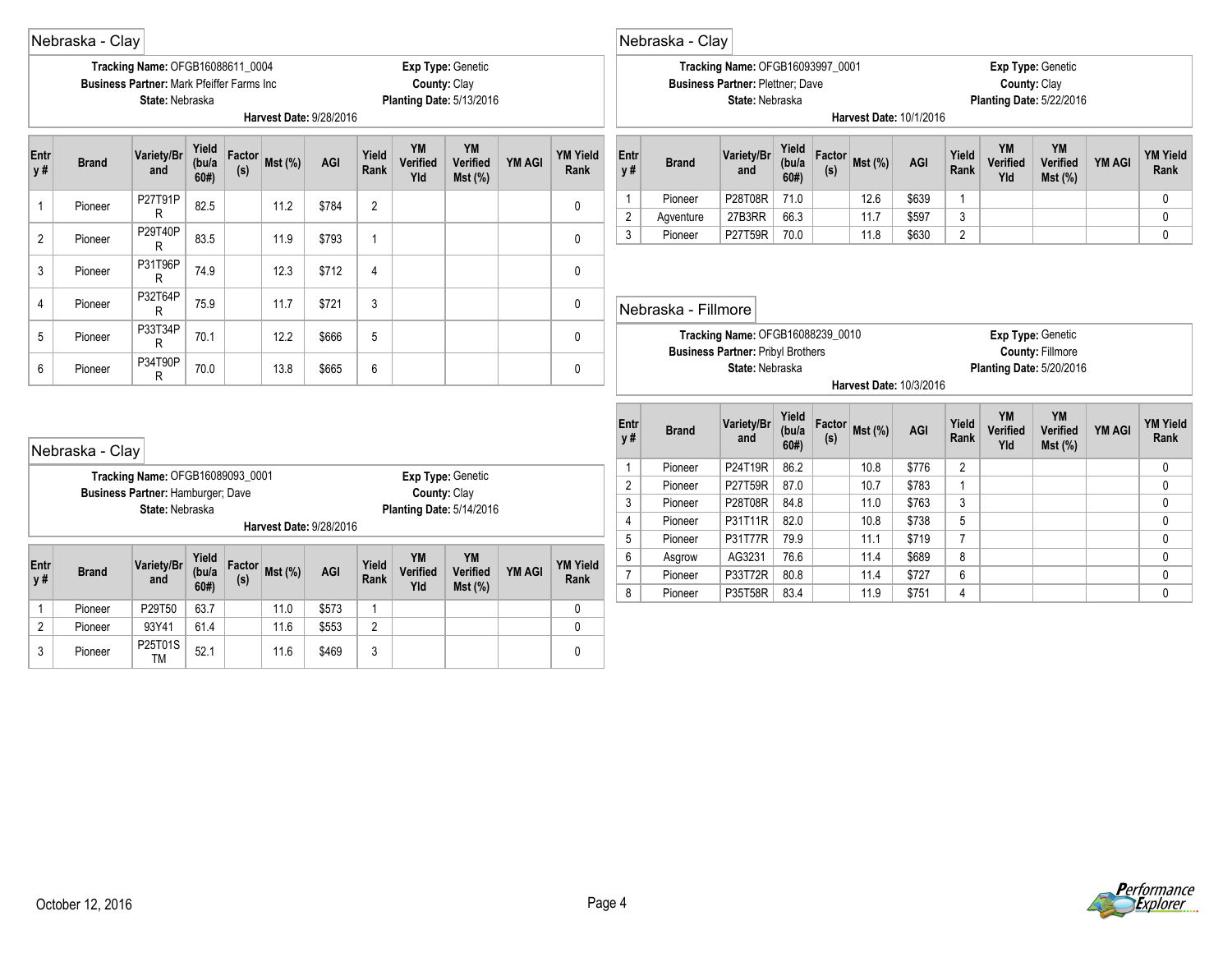## Nebraska - Clay

**Tracking Name:** OFGB16088611_0004
**Business Partner:** Mark Pfeiffer Farms Inc
**State:** Nebraska
**Exp Type:** Genetic
**County:** Clay
**Planting Date:** 5/13/2016
**Harvest Date:** 9/28/2016

| Entry # | Brand | Variety/Brand | Yield (bu/a 60#) | Factor (s) | Mst (%) | AGI | Yield Rank | YM Verified Yld | YM Verified Mst (%) | YM AGI | YM Yield Rank |
|---|---|---|---|---|---|---|---|---|---|---|---|
| 1 | Pioneer | P27T91PR | 82.5 | | 11.2 | $784 | 2 | | | | 0 |
| 2 | Pioneer | P29T40PR | 83.5 | | 11.9 | $793 | 1 | | | | 0 |
| 3 | Pioneer | P31T96PR | 74.9 | | 12.3 | $712 | 4 | | | | 0 |
| 4 | Pioneer | P32T64PR | 75.9 | | 11.7 | $721 | 3 | | | | 0 |
| 5 | Pioneer | P33T34PR | 70.1 | | 12.2 | $666 | 5 | | | | 0 |
| 6 | Pioneer | P34T90PR | 70.0 | | 13.8 | $665 | 6 | | | | 0 |

## Nebraska - Clay

**Tracking Name:** OFGB16089093_0001
**Business Partner:** Hamburger; Dave
**State:** Nebraska
**Exp Type:** Genetic
**County:** Clay
**Planting Date:** 5/14/2016
**Harvest Date:** 9/28/2016

| Entry # | Brand | Variety/Brand | Yield (bu/a 60#) | Factor (s) | Mst (%) | AGI | Yield Rank | YM Verified Yld | YM Verified Mst (%) | YM AGI | YM Yield Rank |
|---|---|---|---|---|---|---|---|---|---|---|---|
| 1 | Pioneer | P29T50 | 63.7 | | 11.0 | $573 | 1 | | | | 0 |
| 2 | Pioneer | 93Y41 | 61.4 | | 11.6 | $553 | 2 | | | | 0 |
| 3 | Pioneer | P25T01STM | 52.1 | | 11.6 | $469 | 3 | | | | 0 |

## Nebraska - Clay

**Tracking Name:** OFGB16093997_0001
**Business Partner:** Plettner; Dave
**State:** Nebraska
**Exp Type:** Genetic
**County:** Clay
**Planting Date:** 5/22/2016
**Harvest Date:** 10/1/2016

| Entry # | Brand | Variety/Brand | Yield (bu/a 60#) | Factor (s) | Mst (%) | AGI | Yield Rank | YM Verified Yld | YM Verified Mst (%) | YM AGI | YM Yield Rank |
|---|---|---|---|---|---|---|---|---|---|---|---|
| 1 | Pioneer | P28T08R | 71.0 | | 12.6 | $639 | 1 | | | | 0 |
| 2 | Agventure | 27B3RR | 66.3 | | 11.7 | $597 | 3 | | | | 0 |
| 3 | Pioneer | P27T59R | 70.0 | | 11.8 | $630 | 2 | | | | 0 |

## Nebraska - Fillmore

**Tracking Name:** OFGB16088239_0010
**Business Partner:** Pribyl Brothers
**State:** Nebraska
**Exp Type:** Genetic
**County:** Fillmore
**Planting Date:** 5/20/2016
**Harvest Date:** 10/3/2016

| Entry # | Brand | Variety/Brand | Yield (bu/a 60#) | Factor (s) | Mst (%) | AGI | Yield Rank | YM Verified Yld | YM Verified Mst (%) | YM AGI | YM Yield Rank |
|---|---|---|---|---|---|---|---|---|---|---|---|
| 1 | Pioneer | P24T19R | 86.2 | | 10.8 | $776 | 2 | | | | 0 |
| 2 | Pioneer | P27T59R | 87.0 | | 10.7 | $783 | 1 | | | | 0 |
| 3 | Pioneer | P28T08R | 84.8 | | 11.0 | $763 | 3 | | | | 0 |
| 4 | Pioneer | P31T11R | 82.0 | | 10.8 | $738 | 5 | | | | 0 |
| 5 | Pioneer | P31T77R | 79.9 | | 11.1 | $719 | 7 | | | | 0 |
| 6 | Asgrow | AG3231 | 76.6 | | 11.4 | $689 | 8 | | | | 0 |
| 7 | Pioneer | P33T72R | 80.8 | | 11.4 | $727 | 6 | | | | 0 |
| 8 | Pioneer | P35T58R | 83.4 | | 11.9 | $751 | 4 | | | | 0 |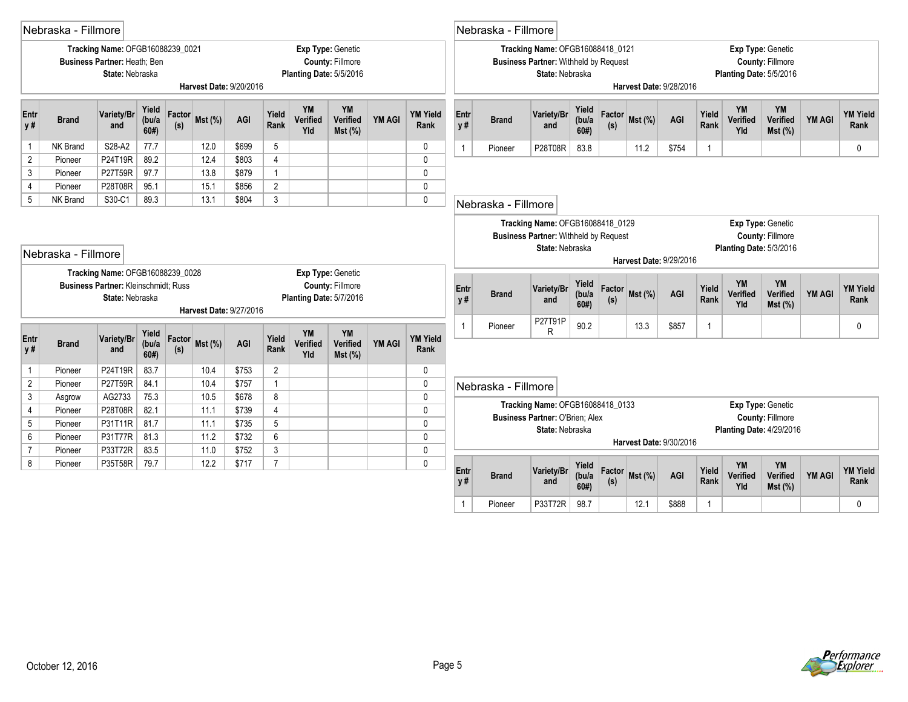## Nebraska - Fillmore

**Tracking Name:** OFGB16088239_0021
**Business Partner:** Heath; Ben
**State:** Nebraska
**Exp Type:** Genetic
**County:** Fillmore
**Planting Date:** 5/5/2016
**Harvest Date:** 9/20/2016

| Entry # | Brand | Variety/Brand | Yield (bu/a 60#) | Factor (s) | Mst (%) | AGI | Yield Rank | YM Verified Yld | YM Verified Mst (%) | YM AGI | YM Yield Rank |
|---|---|---|---|---|---|---|---|---|---|---|---|
| 1 | NK Brand | S28-A2 | 77.7 | | 12.0 | $699 | 5 | | | | 0 |
| 2 | Pioneer | P24T19R | 89.2 | | 12.4 | $803 | 4 | | | | 0 |
| 3 | Pioneer | P27T59R | 97.7 | | 13.8 | $879 | 1 | | | | 0 |
| 4 | Pioneer | P28T08R | 95.1 | | 15.1 | $856 | 2 | | | | 0 |
| 5 | NK Brand | S30-C1 | 89.3 | | 13.1 | $804 | 3 | | | | 0 |

## Nebraska - Fillmore

**Tracking Name:** OFGB16088239_0028
**Business Partner:** Kleinschmidt; Russ
**State:** Nebraska
**Exp Type:** Genetic
**County:** Fillmore
**Planting Date:** 5/7/2016
**Harvest Date:** 9/27/2016

| Entry # | Brand | Variety/Brand | Yield (bu/a 60#) | Factor (s) | Mst (%) | AGI | Yield Rank | YM Verified Yld | YM Verified Mst (%) | YM AGI | YM Yield Rank |
|---|---|---|---|---|---|---|---|---|---|---|---|
| 1 | Pioneer | P24T19R | 83.7 | | 10.4 | $753 | 2 | | | | 0 |
| 2 | Pioneer | P27T59R | 84.1 | | 10.4 | $757 | 1 | | | | 0 |
| 3 | Asgrow | AG2733 | 75.3 | | 10.5 | $678 | 8 | | | | 0 |
| 4 | Pioneer | P28T08R | 82.1 | | 11.1 | $739 | 4 | | | | 0 |
| 5 | Pioneer | P31T11R | 81.7 | | 11.1 | $735 | 5 | | | | 0 |
| 6 | Pioneer | P31T77R | 81.3 | | 11.2 | $732 | 6 | | | | 0 |
| 7 | Pioneer | P33T72R | 83.5 | | 11.0 | $752 | 3 | | | | 0 |
| 8 | Pioneer | P35T58R | 79.7 | | 12.2 | $717 | 7 | | | | 0 |

## Nebraska - Fillmore

**Tracking Name:** OFGB16088418_0121
**Business Partner:** Withheld by Request
**State:** Nebraska
**Exp Type:** Genetic
**County:** Fillmore
**Planting Date:** 5/5/2016
**Harvest Date:** 9/28/2016

| Entry # | Brand | Variety/Brand | Yield (bu/a 60#) | Factor (s) | Mst (%) | AGI | Yield Rank | YM Verified Yld | YM Verified Mst (%) | YM AGI | YM Yield Rank |
|---|---|---|---|---|---|---|---|---|---|---|---|
| 1 | Pioneer | P28T08R | 83.8 | | 11.2 | $754 | 1 | | | | 0 |

## Nebraska - Fillmore

**Tracking Name:** OFGB16088418_0129
**Business Partner:** Withheld by Request
**State:** Nebraska
**Exp Type:** Genetic
**County:** Fillmore
**Planting Date:** 5/3/2016
**Harvest Date:** 9/29/2016

| Entry # | Brand | Variety/Brand | Yield (bu/a 60#) | Factor (s) | Mst (%) | AGI | Yield Rank | YM Verified Yld | YM Verified Mst (%) | YM AGI | YM Yield Rank |
|---|---|---|---|---|---|---|---|---|---|---|---|
| 1 | Pioneer | P27T91PR | 90.2 | | 13.3 | $857 | 1 | | | | 0 |

## Nebraska - Fillmore

**Tracking Name:** OFGB16088418_0133
**Business Partner:** O'Brien; Alex
**State:** Nebraska
**Exp Type:** Genetic
**County:** Fillmore
**Planting Date:** 4/29/2016
**Harvest Date:** 9/30/2016

| Entry # | Brand | Variety/Brand | Yield (bu/a 60#) | Factor (s) | Mst (%) | AGI | Yield Rank | YM Verified Yld | YM Verified Mst (%) | YM AGI | YM Yield Rank |
|---|---|---|---|---|---|---|---|---|---|---|---|
| 1 | Pioneer | P33T72R | 98.7 | | 12.1 | $888 | 1 | | | | 0 |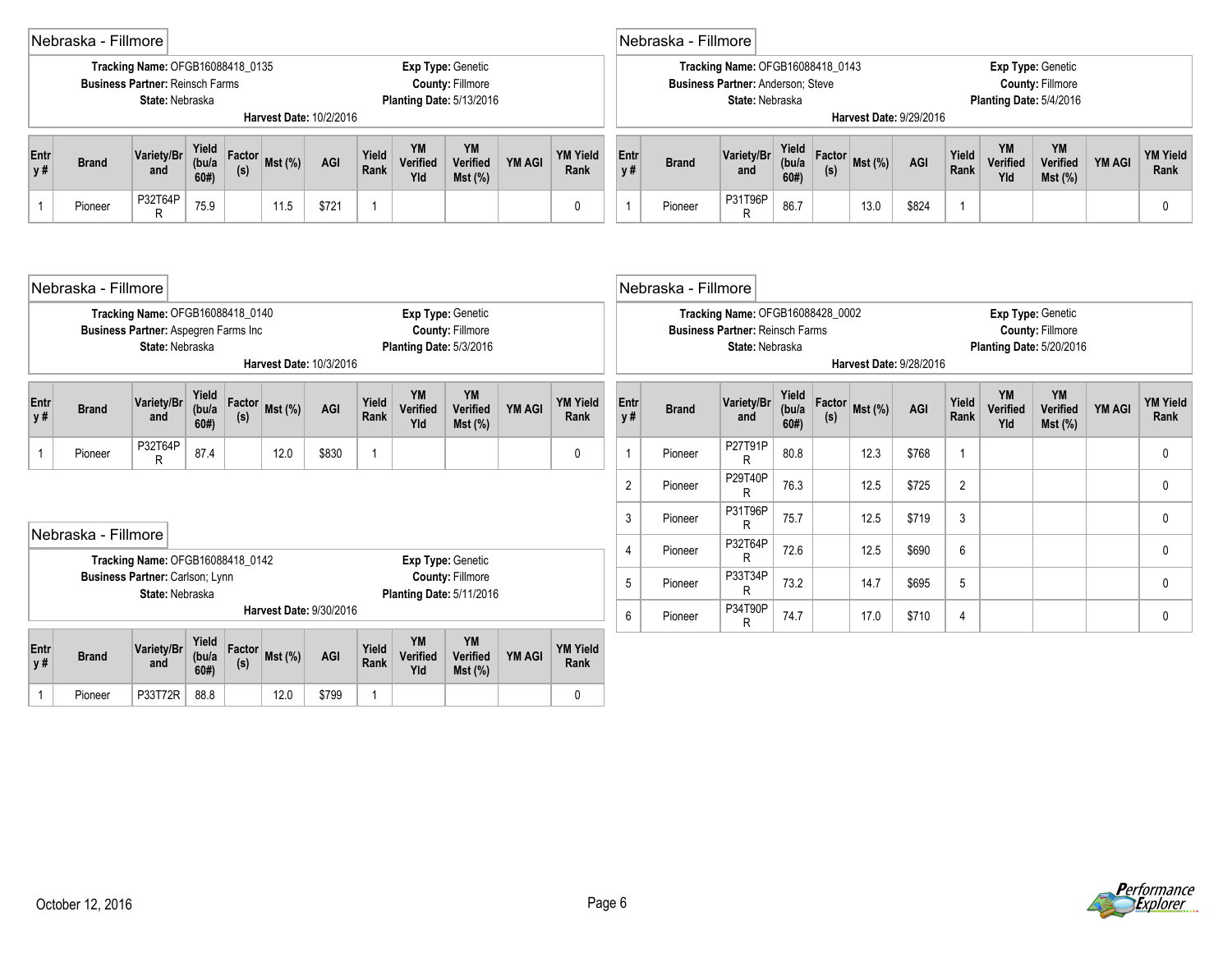## Nebraska - Fillmore

**Tracking Name:** OFGB16088418_0135
**Business Partner:** Reinsch Farms
**State:** Nebraska
**Exp Type:** Genetic
**County:** Fillmore
**Planting Date:** 5/13/2016
**Harvest Date:** 10/2/2016

| Entry # | Brand | Variety/Brand | Yield (bu/a 60#) | Factor(s) | Mst (%) | AGI | Yield Rank | YM Verified Yld | YM Verified Mst (%) | YM AGI | YM Yield Rank |
|---|---|---|---|---|---|---|---|---|---|---|---|
| 1 | Pioneer | P32T64PR | 75.9 | | 11.5 | $721 | 1 | | | | 0 |

## Nebraska - Fillmore

**Tracking Name:** OFGB16088418_0140
**Business Partner:** Aspegren Farms Inc
**State:** Nebraska
**Exp Type:** Genetic
**County:** Fillmore
**Planting Date:** 5/3/2016
**Harvest Date:** 10/3/2016

| Entry # | Brand | Variety/Brand | Yield (bu/a 60#) | Factor(s) | Mst (%) | AGI | Yield Rank | YM Verified Yld | YM Verified Mst (%) | YM AGI | YM Yield Rank |
|---|---|---|---|---|---|---|---|---|---|---|---|
| 1 | Pioneer | P32T64PR | 87.4 | | 12.0 | $830 | 1 | | | | 0 |

## Nebraska - Fillmore

**Tracking Name:** OFGB16088418_0142
**Business Partner:** Carlson; Lynn
**State:** Nebraska
**Exp Type:** Genetic
**County:** Fillmore
**Planting Date:** 5/11/2016
**Harvest Date:** 9/30/2016

| Entry # | Brand | Variety/Brand | Yield (bu/a 60#) | Factor(s) | Mst (%) | AGI | Yield Rank | YM Verified Yld | YM Verified Mst (%) | YM AGI | YM Yield Rank |
|---|---|---|---|---|---|---|---|---|---|---|---|
| 1 | Pioneer | P33T72R | 88.8 | | 12.0 | $799 | 1 | | | | 0 |

## Nebraska - Fillmore

**Tracking Name:** OFGB16088418_0143
**Business Partner:** Anderson; Steve
**State:** Nebraska
**Exp Type:** Genetic
**County:** Fillmore
**Planting Date:** 5/4/2016
**Harvest Date:** 9/29/2016

| Entry # | Brand | Variety/Brand | Yield (bu/a 60#) | Factor(s) | Mst (%) | AGI | Yield Rank | YM Verified Yld | YM Verified Mst (%) | YM AGI | YM Yield Rank |
|---|---|---|---|---|---|---|---|---|---|---|---|
| 1 | Pioneer | P31T96PR | 86.7 | | 13.0 | $824 | 1 | | | | 0 |

## Nebraska - Fillmore

**Tracking Name:** OFGB16088428_0002
**Business Partner:** Reinsch Farms
**State:** Nebraska
**Exp Type:** Genetic
**County:** Fillmore
**Planting Date:** 5/20/2016
**Harvest Date:** 9/28/2016

| Entry # | Brand | Variety/Brand | Yield (bu/a 60#) | Factor(s) | Mst (%) | AGI | Yield Rank | YM Verified Yld | YM Verified Mst (%) | YM AGI | YM Yield Rank |
|---|---|---|---|---|---|---|---|---|---|---|---|
| 1 | Pioneer | P27T91PR | 80.8 | | 12.3 | $768 | 1 | | | | 0 |
| 2 | Pioneer | P29T40PR | 76.3 | | 12.5 | $725 | 2 | | | | 0 |
| 3 | Pioneer | P31T96PR | 75.7 | | 12.5 | $719 | 3 | | | | 0 |
| 4 | Pioneer | P32T64PR | 72.6 | | 12.5 | $690 | 6 | | | | 0 |
| 5 | Pioneer | P33T34PR | 73.2 | | 14.7 | $695 | 5 | | | | 0 |
| 6 | Pioneer | P34T90PR | 74.7 | | 17.0 | $710 | 4 | | | | 0 |

October 12, 2016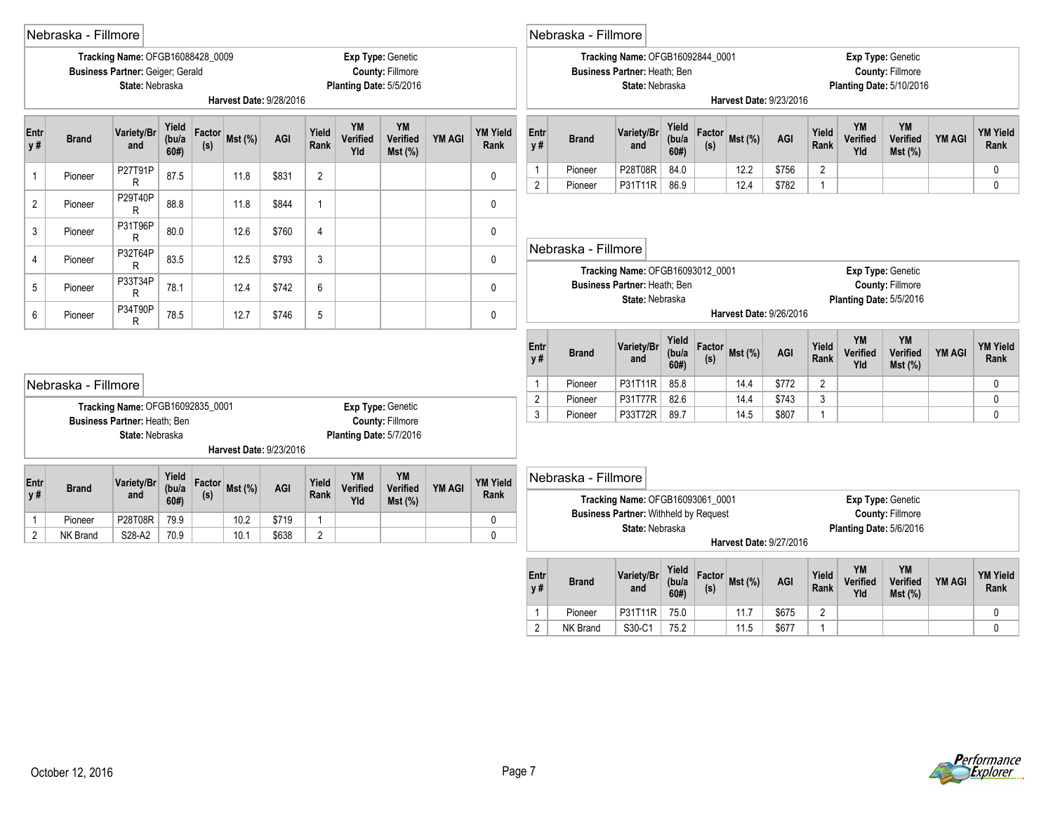## Nebraska - Fillmore

**Tracking Name:** OFGB16088428_0009
**Business Partner:** Geiger; Gerald
**State:** Nebraska
**Exp Type:** Genetic
**County:** Fillmore
**Planting Date:** 5/5/2016
**Harvest Date:** 9/28/2016

| Entry # | Brand | Variety/Brand | Yield (bu/a 60#) | Factor (s) | Mst (%) | AGI | Yield Rank | YM Verified Yld | YM Verified Mst (%) | YM AGI | YM Yield Rank |
|---|---|---|---|---|---|---|---|---|---|---|---|
| 1 | Pioneer | P27T91PR | 87.5 | | 11.8 | $831 | 2 | | | | 0 |
| 2 | Pioneer | P29T40PR | 88.8 | | 11.8 | $844 | 1 | | | | 0 |
| 3 | Pioneer | P31T96PR | 80.0 | | 12.6 | $760 | 4 | | | | 0 |
| 4 | Pioneer | P32T64PR | 83.5 | | 12.5 | $793 | 3 | | | | 0 |
| 5 | Pioneer | P33T34PR | 78.1 | | 12.4 | $742 | 6 | | | | 0 |
| 6 | Pioneer | P34T90PR | 78.5 | | 12.7 | $746 | 5 | | | | 0 |

## Nebraska - Fillmore

**Tracking Name:** OFGB16092835_0001
**Business Partner:** Heath; Ben
**State:** Nebraska
**Exp Type:** Genetic
**County:** Fillmore
**Planting Date:** 5/7/2016
**Harvest Date:** 9/23/2016

| Entry # | Brand | Variety/Brand | Yield (bu/a 60#) | Factor (s) | Mst (%) | AGI | Yield Rank | YM Verified Yld | YM Verified Mst (%) | YM AGI | YM Yield Rank |
|---|---|---|---|---|---|---|---|---|---|---|---|
| 1 | Pioneer | P28T08R | 79.9 | | 10.2 | $719 | 1 | | | | 0 |
| 2 | NK Brand | S28-A2 | 70.9 | | 10.1 | $638 | 2 | | | | 0 |

## Nebraska - Fillmore

**Tracking Name:** OFGB16092844_0001
**Business Partner:** Heath; Ben
**State:** Nebraska
**Exp Type:** Genetic
**County:** Fillmore
**Planting Date:** 5/10/2016
**Harvest Date:** 9/23/2016

| Entry # | Brand | Variety/Brand | Yield (bu/a 60#) | Factor (s) | Mst (%) | AGI | Yield Rank | YM Verified Yld | YM Verified Mst (%) | YM AGI | YM Yield Rank |
|---|---|---|---|---|---|---|---|---|---|---|---|
| 1 | Pioneer | P28T08R | 84.0 | | 12.2 | $756 | 2 | | | | 0 |
| 2 | Pioneer | P31T11R | 86.9 | | 12.4 | $782 | 1 | | | | 0 |

## Nebraska - Fillmore

**Tracking Name:** OFGB16093012_0001
**Business Partner:** Heath; Ben
**State:** Nebraska
**Exp Type:** Genetic
**County:** Fillmore
**Planting Date:** 5/5/2016
**Harvest Date:** 9/26/2016

| Entry # | Brand | Variety/Brand | Yield (bu/a 60#) | Factor (s) | Mst (%) | AGI | Yield Rank | YM Verified Yld | YM Verified Mst (%) | YM AGI | YM Yield Rank |
|---|---|---|---|---|---|---|---|---|---|---|---|
| 1 | Pioneer | P31T11R | 85.8 | | 14.4 | $772 | 2 | | | | 0 |
| 2 | Pioneer | P31T77R | 82.6 | | 14.4 | $743 | 3 | | | | 0 |
| 3 | Pioneer | P33T72R | 89.7 | | 14.5 | $807 | 1 | | | | 0 |

## Nebraska - Fillmore

**Tracking Name:** OFGB16093061_0001
**Business Partner:** Withheld by Request
**State:** Nebraska
**Exp Type:** Genetic
**County:** Fillmore
**Planting Date:** 5/6/2016
**Harvest Date:** 9/27/2016

| Entry # | Brand | Variety/Brand | Yield (bu/a 60#) | Factor (s) | Mst (%) | AGI | Yield Rank | YM Verified Yld | YM Verified Mst (%) | YM AGI | YM Yield Rank |
|---|---|---|---|---|---|---|---|---|---|---|---|
| 1 | Pioneer | P31T11R | 75.0 | | 11.7 | $675 | 2 | | | | 0 |
| 2 | NK Brand | S30-C1 | 75.2 | | 11.5 | $677 | 1 | | | | 0 |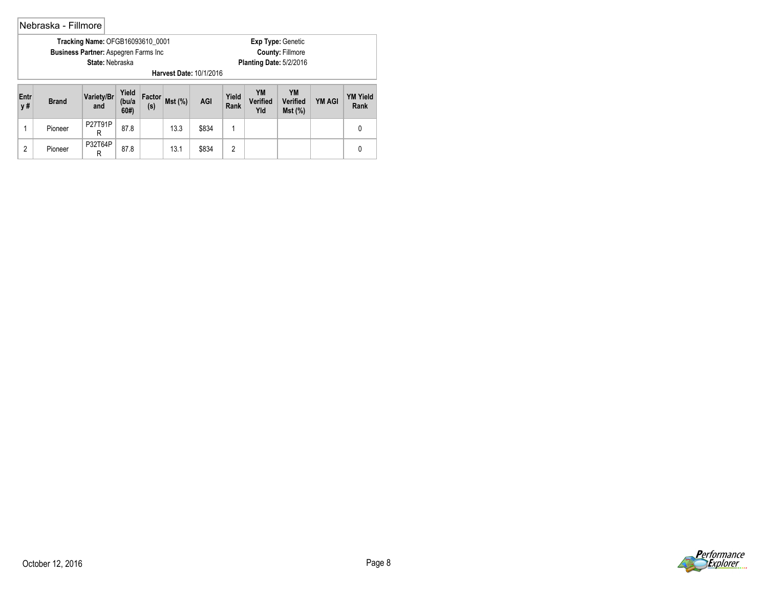## Nebraska - Fillmore

**Tracking Name:** OFGB16093610_0001
**Business Partner:** Aspegren Farms Inc
**State:** Nebraska
**Exp Type:** Genetic
**County:** Fillmore
**Planting Date:** 5/2/2016
**Harvest Date:** 10/1/2016

| Entry # | Brand | Variety/Brand | Yield (bu/a 60#) | Factor (s) | Mst (%) | AGI | Yield Rank | YM Verified Yld | YM Verified Mst (%) | YM AGI | YM Yield Rank |
|---|---|---|---|---|---|---|---|---|---|---|---|
| 1 | Pioneer | P27T91PR | 87.8 | | 13.3 | $834 | 1 | | | | 0 |
| 2 | Pioneer | P32T64PR | 87.8 | | 13.1 | $834 | 2 | | | | 0 |

October 12, 2016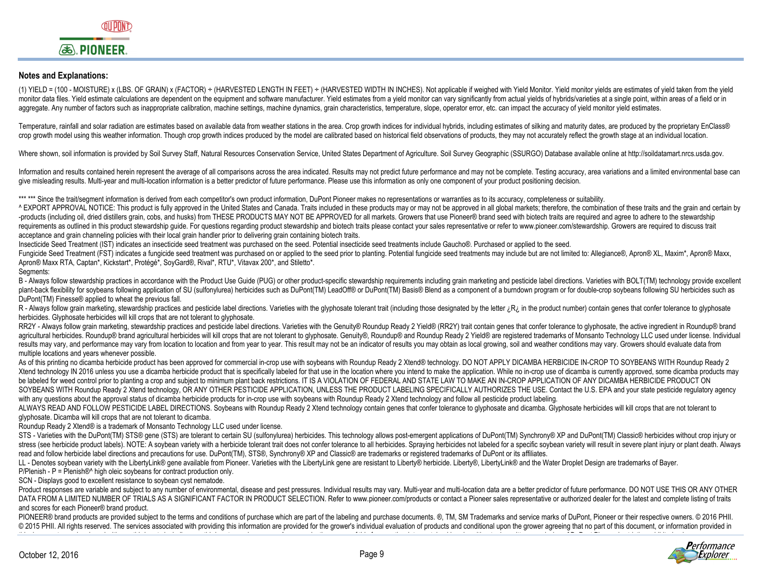## Notes and Explanations:

(1) YIELD = (100 - MOISTURE) x (LBS. OF GRAIN) x (FACTOR) ÷ (HARVESTED LENGTH IN FEET) ÷ (HARVESTED WIDTH IN INCHES). Not applicable if weighed with Yield Monitor. Yield monitor yields are estimates of yield taken from the yield monitor data files. Yield estimate calculations are dependent on the equipment and software manufacturer. Yield estimates from a yield monitor can vary significantly from actual yields of hybrids/varieties at a single point, within areas of a field or in aggregate. Any number of factors such as inappropriate calibration, machine settings, machine dynamics, grain characteristics, temperature, slope, operator error, etc. can impact the accuracy of yield monitor yield estimates.

Temperature, rainfall and solar radiation are estimates based on available data from weather stations in the area. Crop growth indices for individual hybrids, including estimates of silking and maturity dates, are produced by the proprietary EnClass® crop growth model using this weather information. Though crop growth indices produced by the model are calibrated based on historical field observations of products, they may not accurately reflect the growth stage at an individual location.

Where shown, soil information is provided by Soil Survey Staff, Natural Resources Conservation Service, United States Department of Agriculture. Soil Survey Geographic (SSURGO) Database available online at http://soildatamart.nrcs.usda.gov.

Information and results contained herein represent the average of all comparisons across the area indicated. Results may not predict future performance and may not be complete. Testing accuracy, area variations and a limited environmental base can give misleading results. Multi-year and multi-location information is a better predictor of future performance. Please use this information as only one component of your product positioning decision.

*** *** Since the trait/segment information is derived from each competitor's own product information, DuPont Pioneer makes no representations or warranties as to its accuracy, completeness or suitability.
^ EXPORT APPROVAL NOTICE: This product is fully approved in the United States and Canada. Traits included in these products may or may not be approved in all global markets; therefore, the combination of these traits and the grain and certain by -products (including oil, dried distillers grain, cobs, and husks) from THESE PRODUCTS MAY NOT BE APPROVED for all markets. Growers that use Pioneer® brand seed with biotech traits are required and agree to adhere to the stewardship requirements as outlined in this product stewardship guide. For questions regarding product stewardship and biotech traits please contact your sales representative or refer to www.pioneer.com/stewardship. Growers are required to discuss trait acceptance and grain channeling policies with their local grain handler prior to delivering grain containing biotech traits.
Insecticide Seed Treatment (IST) indicates an insecticide seed treatment was purchased on the seed. Potential insecticide seed treatments include Gaucho®. Purchased or applied to the seed.
Fungicide Seed Treatment (FST) indicates a fungicide seed treatment was purchased on or applied to the seed prior to planting. Potential fungicide seed treatments may include but are not limited to: Allegiance®, Apron® XL, Maxim*, Apron® Maxx, Apron® Maxx RTA, Captan*, Kickstart*, Protégé*, SoyGard®, Rival*, RTU*, Vitavax 200*, and Stiletto*.
Segments:
B - Always follow stewardship practices in accordance with the Product Use Guide (PUG) or other product-specific stewardship requirements including grain marketing and pesticide label directions. Varieties with BOLT(TM) technology provide excellent plant-back flexibility for soybeans following application of SU (sulfonylurea) herbicides such as DuPont(TM) LeadOff® or DuPont(TM) Basis® Blend as a component of a burndown program or for double-crop soybeans following SU herbicides such as DuPont(TM) Finesse® applied to wheat the previous fall.
R - Always follow grain marketing, stewardship practices and pesticide label directions. Varieties with the glyphosate tolerant trait (including those designated by the letter ¿R¿ in the product number) contain genes that confer tolerance to glyphosate herbicides. Glyphosate herbicides will kill crops that are not tolerant to glyphosate.
RR2Y - Always follow grain marketing, stewardship practices and pesticide label directions. Varieties with the Genuity® Roundup Ready 2 Yield® (RR2Y) trait contain genes that confer tolerance to glyphosate, the active ingredient in Roundup® brand agricultural herbicides. Roundup® brand agricultural herbicides will kill crops that are not tolerant to glyphosate. Genuity®, Roundup® and Roundup Ready 2 Yield® are registered trademarks of Monsanto Technology LLC used under license. Individual results may vary, and performance may vary from location to location and from year to year. This result may not be an indicator of results you may obtain as local growing, soil and weather conditions may vary. Growers should evaluate data from multiple locations and years whenever possible.
As of this printing no dicamba herbicide product has been approved for commercial in-crop use with soybeans with Roundup Ready 2 Xtend® technology. DO NOT APPLY DICAMBA HERBICIDE IN-CROP TO SOYBEANS WITH Roundup Ready 2 Xtend technology IN 2016 unless you use a dicamba herbicide product that is specifically labeled for that use in the location where you intend to make the application. While no in-crop use of dicamba is currently approved, some dicamba products may be labeled for weed control prior to planting a crop and subject to minimum plant back restrictions. IT IS A VIOLATION OF FEDERAL AND STATE LAW TO MAKE AN IN-CROP APPLICATION OF ANY DICAMBA HERBICIDE PRODUCT ON SOYBEANS WITH Roundup Ready 2 Xtend technology, OR ANY OTHER PESTICIDE APPLICATION, UNLESS THE PRODUCT LABELING SPECIFICALLY AUTHORIZES THE USE. Contact the U.S. EPA and your state pesticide regulatory agency with any questions about the approval status of dicamba herbicide products for in-crop use with soybeans with Roundup Ready 2 Xtend technology and follow all pesticide product labeling.
ALWAYS READ AND FOLLOW PESTICIDE LABEL DIRECTIONS. Soybeans with Roundup Ready 2 Xtend technology contain genes that confer tolerance to glyphosate and dicamba. Glyphosate herbicides will kill crops that are not tolerant to glyphosate. Dicamba will kill crops that are not tolerant to dicamba.
Roundup Ready 2 Xtend® is a trademark of Monsanto Technology LLC used under license.
STS - Varieties with the DuPont(TM) STS® gene (STS) are tolerant to certain SU (sulfonylurea) herbicides. This technology allows post-emergent applications of DuPont(TM) Synchrony® XP and DuPont(TM) Classic® herbicides without crop injury or stress (see herbicide product labels). NOTE: A soybean variety with a herbicide tolerant trait does not confer tolerance to all herbicides. Spraying herbicides not labeled for a specific soybean variety will result in severe plant injury or plant death. Always read and follow herbicide label directions and precautions for use. DuPont(TM), STS®, Synchrony® XP and Classic® are trademarks or registered trademarks of DuPont or its affiliates.
LL - Denotes soybean variety with the LibertyLink® gene available from Pioneer. Varieties with the LibertyLink gene are resistant to Liberty® herbicide. Liberty®, LibertyLink® and the Water Droplet Design are trademarks of Bayer.
P/Plenish - P = Plenish®^ high oleic soybeans for contract production only.
SCN - Displays good to excellent resistance to soybean cyst nematode.
Product responses are variable and subject to any number of environmental, disease and pest pressures. Individual results may vary. Multi-year and multi-location data are a better predictor of future performance. DO NOT USE THIS OR ANY OTHER DATA FROM A LIMITED NUMBER OF TRIALS AS A SIGNIFICANT FACTOR IN PRODUCT SELECTION. Refer to www.pioneer.com/products or contact a Pioneer sales representative or authorized dealer for the latest and complete listing of traits and scores for each Pioneer® brand product.
PIONEER® brand products are provided subject to the terms and conditions of purchase which are part of the labeling and purchase documents. ®, TM, SM Trademarks and service marks of DuPont, Pioneer or their respective owners. © 2016 PHII. © 2015 PHII. All rights reserved. The services associated with providing this information are provided for the grower's individual evaluation of products and conditional upon the grower agreeing that no part of this document, or information provided in

October 12, 2016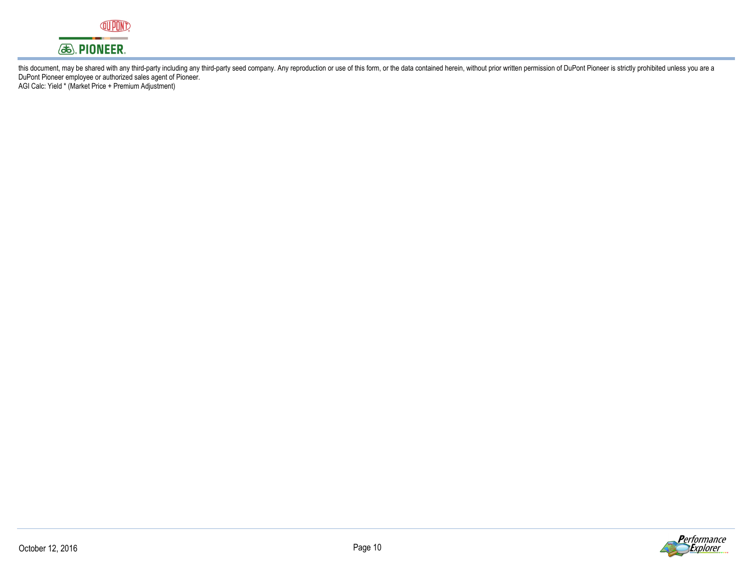this document, may be shared with any third-party including any third-party seed company. Any reproduction or use of this form, or the data contained herein, without prior written permission of DuPont Pioneer is strictly prohibited unless you are a DuPont Pioneer employee or authorized sales agent of Pioneer.

AGI Calc: Yield * (Market Price + Premium Adjustment)